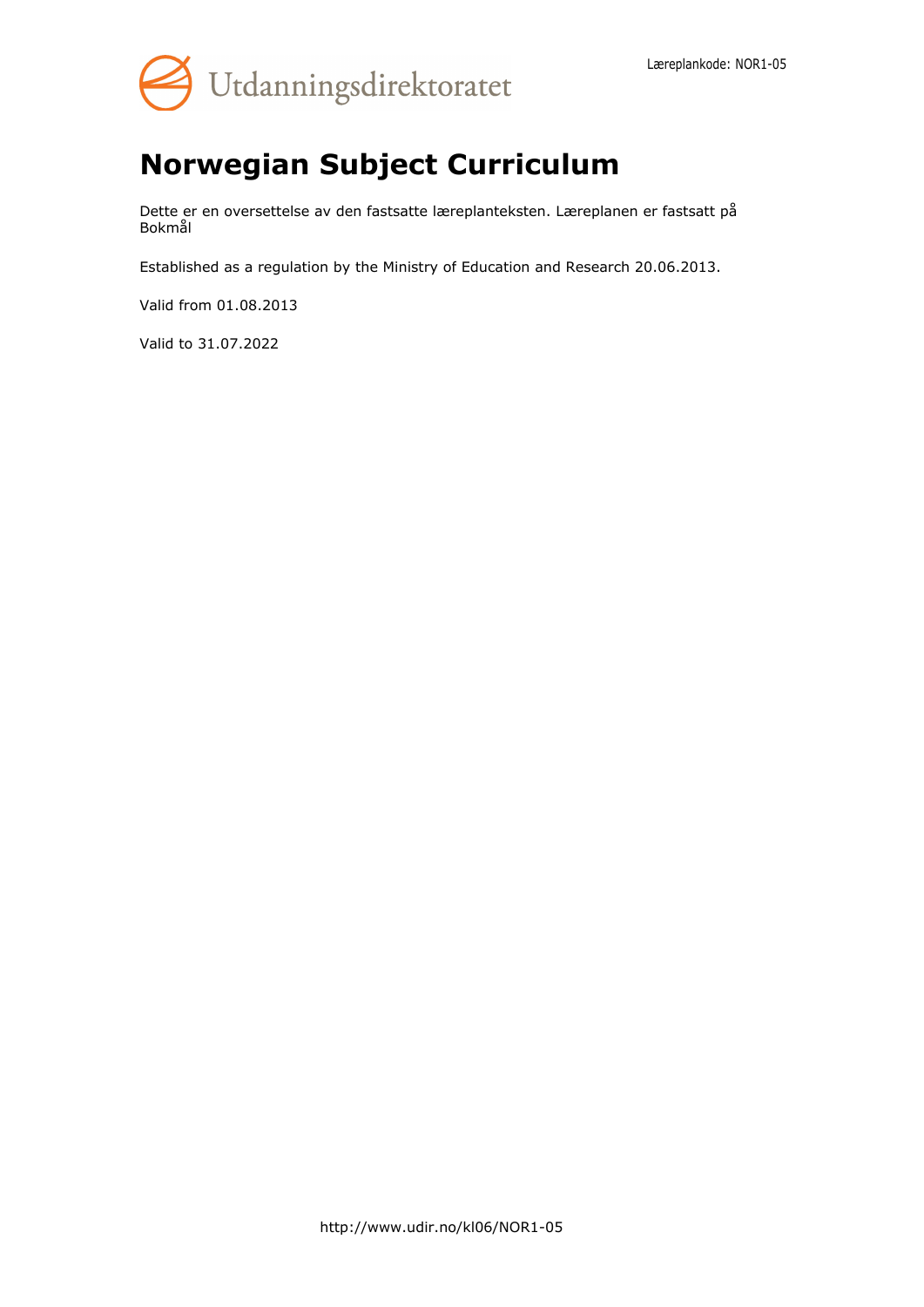Læreplankode: NOR1-05

# Norwegian Subject Curriculum

Dette er en oversettelse av den fastsatte læreplanteksten. Læreplanen er fastsatt på Bokmål

Established as a regulation by the Ministry of Education and Research 20.06.2013.

Valid from 01.08.2013

Valid to 31.07.2022

http://www.udir.no/kl06/NOR1-05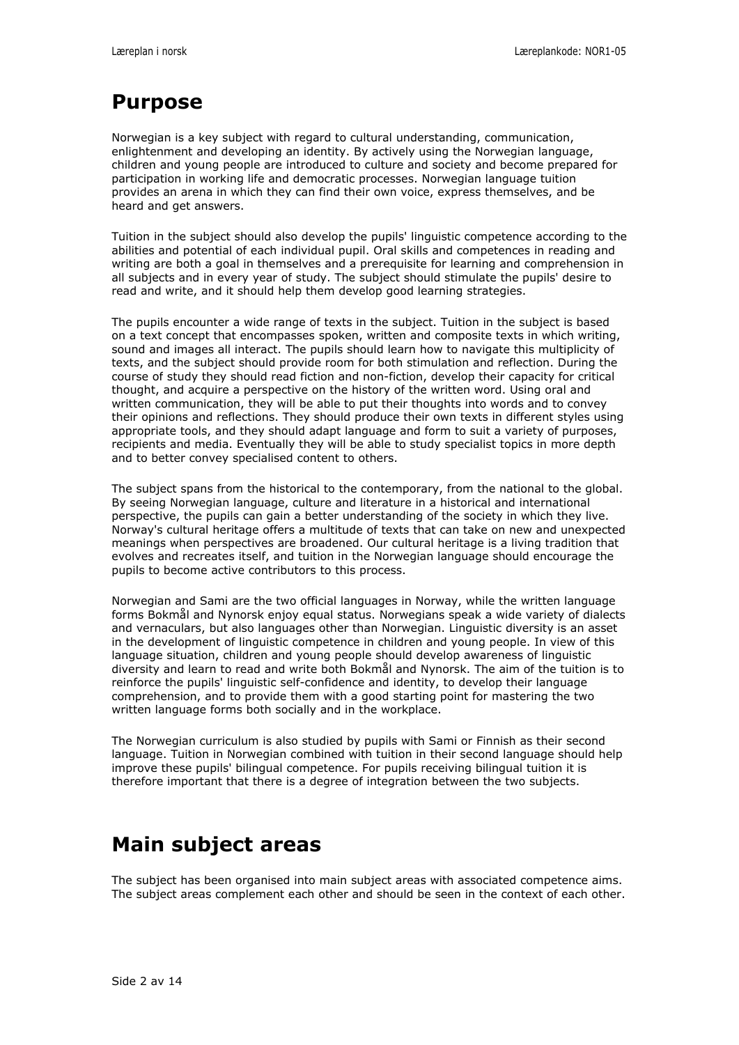# Purpose

Norwegian is a key subject with regard to cultural understanding, communication, enlightenment and developing an identity. By actively using the Norwegian language, children and young people are introduced to culture and society and become prepared for participation in working life and democratic processes. Norwegian language tuition provides an arena in which they can find their own voice, express themselves, and be heard and get answers.

Tuition in the subject should also develop the pupils' linguistic competence according to the abilities and potential of each individual pupil. Oral skills and competences in reading and writing are both a goal in themselves and a prerequisite for learning and comprehension in all subjects and in every year of study. The subject should stimulate the pupils' desire to read and write, and it should help them develop good learning strategies.

The pupils encounter a wide range of texts in the subject. Tuition in the subject is based on a text concept that encompasses spoken, written and composite texts in which writing, sound and images all interact. The pupils should learn how to navigate this multiplicity of texts, and the subject should provide room for both stimulation and reflection. During the course of study they should read fiction and non-fiction, develop their capacity for critical thought, and acquire a perspective on the history of the written word. Using oral and written communication, they will be able to put their thoughts into words and to convey their opinions and reflections. They should produce their own texts in different styles using appropriate tools, and they should adapt language and form to suit a variety of purposes, recipients and media. Eventually they will be able to study specialist topics in more depth and to better convey specialised content to others.

The subject spans from the historical to the contemporary, from the national to the global. By seeing Norwegian language, culture and literature in a historical and international perspective, the pupils can gain a better understanding of the society in which they live. Norway's cultural heritage offers a multitude of texts that can take on new and unexpected meanings when perspectives are broadened. Our cultural heritage is a living tradition that evolves and recreates itself, and tuition in the Norwegian language should encourage the pupils to become active contributors to this process.

Norwegian and Sami are the two official languages in Norway, while the written language forms Bokmål and Nynorsk enjoy equal status. Norwegians speak a wide variety of dialects and vernaculars, but also languages other than Norwegian. Linguistic diversity is an asset in the development of linguistic competence in children and young people. In view of this language situation, children and young people should develop awareness of linguistic diversity and learn to read and write both Bokmål and Nynorsk. The aim of the tuition is to reinforce the pupils' linguistic self-confidence and identity, to develop their language comprehension, and to provide them with a good starting point for mastering the two written language forms both socially and in the workplace.

The Norwegian curriculum is also studied by pupils with Sami or Finnish as their second language. Tuition in Norwegian combined with tuition in their second language should help improve these pupils' bilingual competence. For pupils receiving bilingual tuition it is therefore important that there is a degree of integration between the two subjects.

# Main subject areas

The subject has been organised into main subject areas with associated competence aims. The subject areas complement each other and should be seen in the context of each other.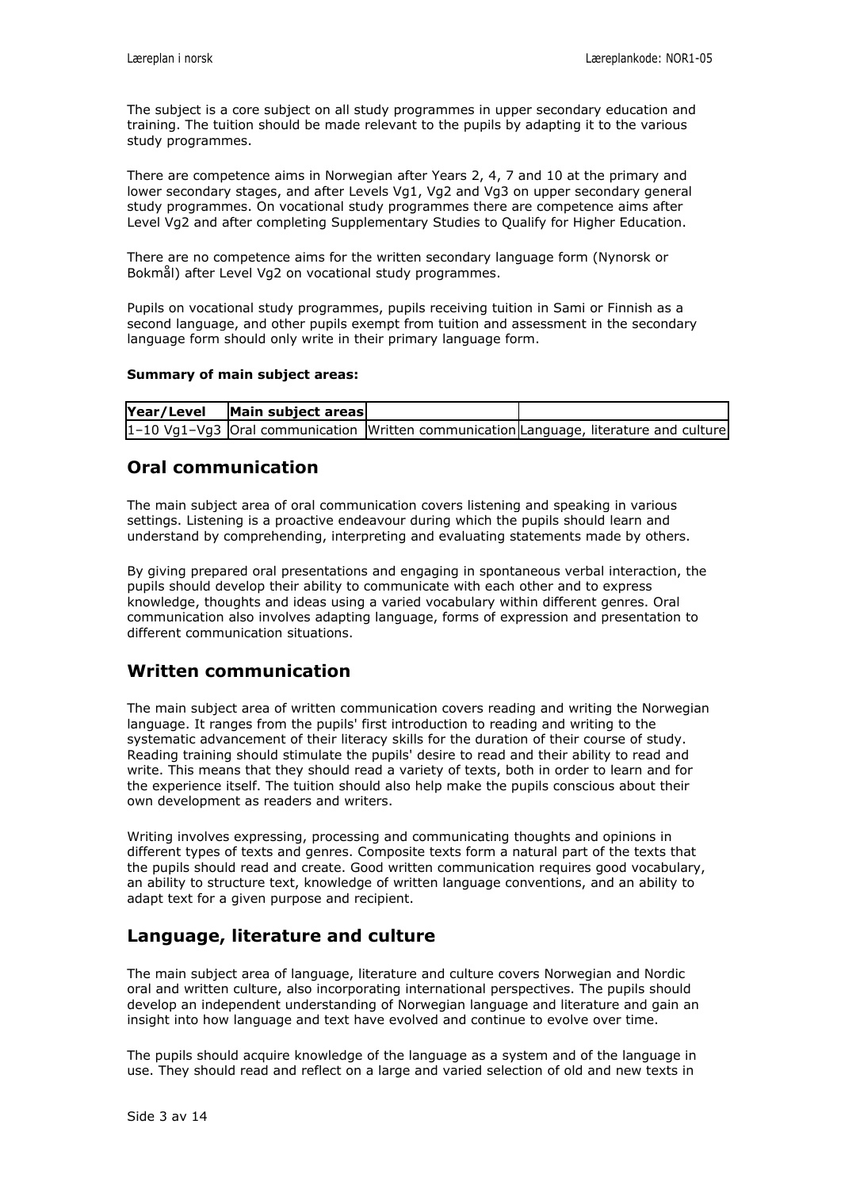The subject is a core subject on all study programmes in upper secondary education and training. The tuition should be made relevant to the pupils by adapting it to the various study programmes.

There are competence aims in Norwegian after Years 2, 4, 7 and 10 at the primary and lower secondary stages, and after Levels Vg1, Vg2 and Vg3 on upper secondary general study programmes. On vocational study programmes there are competence aims after Level Vg2 and after completing Supplementary Studies to Qualify for Higher Education.

There are no competence aims for the written secondary language form (Nynorsk or Bokmål) after Level Vg2 on vocational study programmes.

Pupils on vocational study programmes, pupils receiving tuition in Sami or Finnish as a second language, and other pupils exempt from tuition and assessment in the secondary language form should only write in their primary language form.

**Summary of main subject areas:**

| Year/Level | Main subject areas | | |
|---|---|---|---|
| 1–10 Vg1–Vg3 | Oral communication | Written communication | Language, literature and culture |

## Oral communication

The main subject area of oral communication covers listening and speaking in various settings. Listening is a proactive endeavour during which the pupils should learn and understand by comprehending, interpreting and evaluating statements made by others.

By giving prepared oral presentations and engaging in spontaneous verbal interaction, the pupils should develop their ability to communicate with each other and to express knowledge, thoughts and ideas using a varied vocabulary within different genres. Oral communication also involves adapting language, forms of expression and presentation to different communication situations.

## Written communication

The main subject area of written communication covers reading and writing the Norwegian language. It ranges from the pupils' first introduction to reading and writing to the systematic advancement of their literacy skills for the duration of their course of study. Reading training should stimulate the pupils' desire to read and their ability to read and write. This means that they should read a variety of texts, both in order to learn and for the experience itself. The tuition should also help make the pupils conscious about their own development as readers and writers.

Writing involves expressing, processing and communicating thoughts and opinions in different types of texts and genres. Composite texts form a natural part of the texts that the pupils should read and create. Good written communication requires good vocabulary, an ability to structure text, knowledge of written language conventions, and an ability to adapt text for a given purpose and recipient.

## Language, literature and culture

The main subject area of language, literature and culture covers Norwegian and Nordic oral and written culture, also incorporating international perspectives. The pupils should develop an independent understanding of Norwegian language and literature and gain an insight into how language and text have evolved and continue to evolve over time.

The pupils should acquire knowledge of the language as a system and of the language in use. They should read and reflect on a large and varied selection of old and new texts in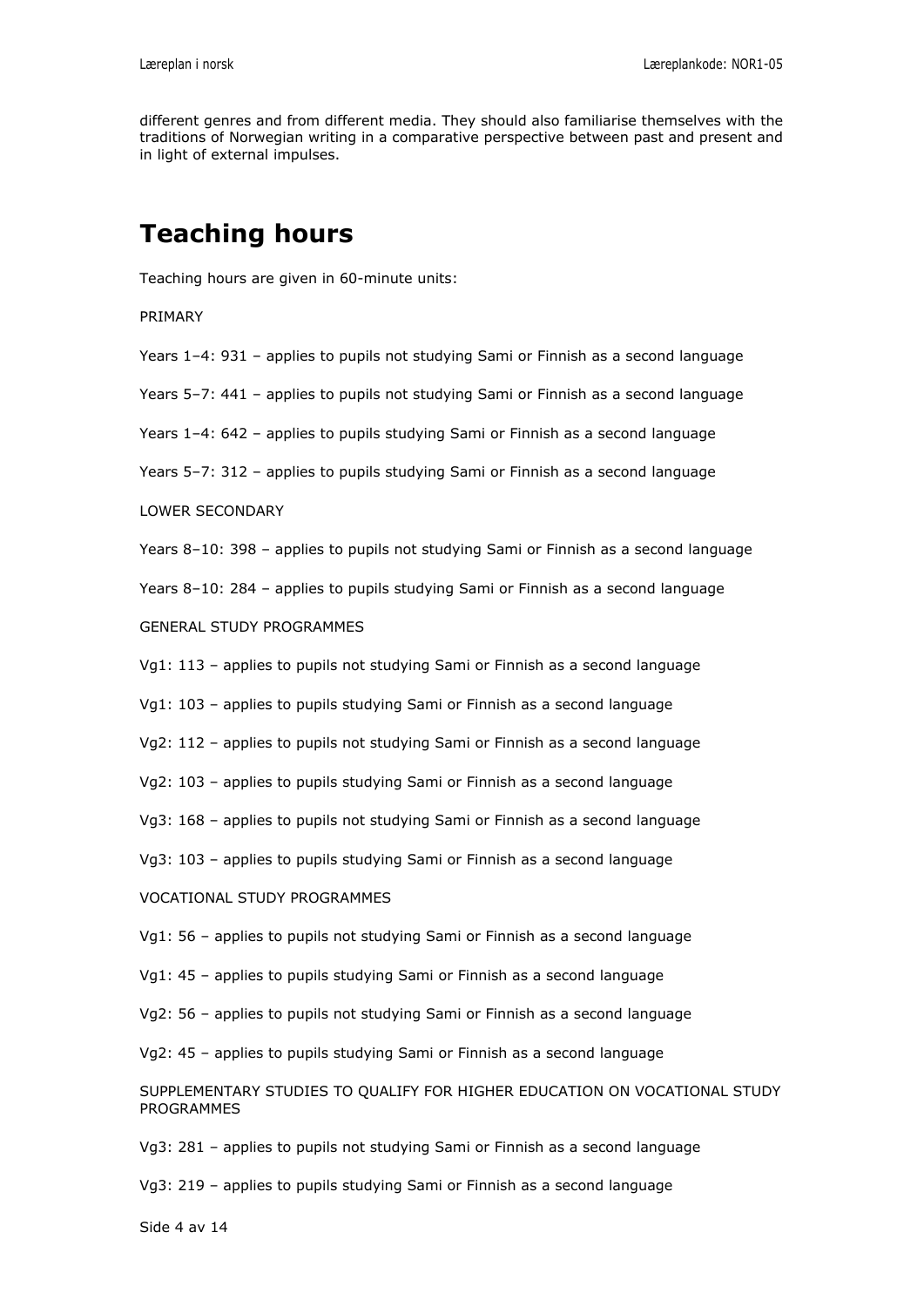different genres and from different media. They should also familiarise themselves with the traditions of Norwegian writing in a comparative perspective between past and present and in light of external impulses.

# Teaching hours

Teaching hours are given in 60-minute units:

PRIMARY

Years 1–4: 931 – applies to pupils not studying Sami or Finnish as a second language

Years 5–7: 441 – applies to pupils not studying Sami or Finnish as a second language

Years 1–4: 642 – applies to pupils studying Sami or Finnish as a second language

Years 5–7: 312 – applies to pupils studying Sami or Finnish as a second language

LOWER SECONDARY

Years 8–10: 398 – applies to pupils not studying Sami or Finnish as a second language

Years 8–10: 284 – applies to pupils studying Sami or Finnish as a second language

GENERAL STUDY PROGRAMMES

Vg1: 113 – applies to pupils not studying Sami or Finnish as a second language

Vg1: 103 – applies to pupils studying Sami or Finnish as a second language

Vg2: 112 – applies to pupils not studying Sami or Finnish as a second language

Vg2: 103 – applies to pupils studying Sami or Finnish as a second language

Vg3: 168 – applies to pupils not studying Sami or Finnish as a second language

Vg3: 103 – applies to pupils studying Sami or Finnish as a second language

VOCATIONAL STUDY PROGRAMMES

Vg1: 56 – applies to pupils not studying Sami or Finnish as a second language

Vg1: 45 – applies to pupils studying Sami or Finnish as a second language

Vg2: 56 – applies to pupils not studying Sami or Finnish as a second language

Vg2: 45 – applies to pupils studying Sami or Finnish as a second language

SUPPLEMENTARY STUDIES TO QUALIFY FOR HIGHER EDUCATION ON VOCATIONAL STUDY PROGRAMMES

Vg3: 281 – applies to pupils not studying Sami or Finnish as a second language

Vg3: 219 – applies to pupils studying Sami or Finnish as a second language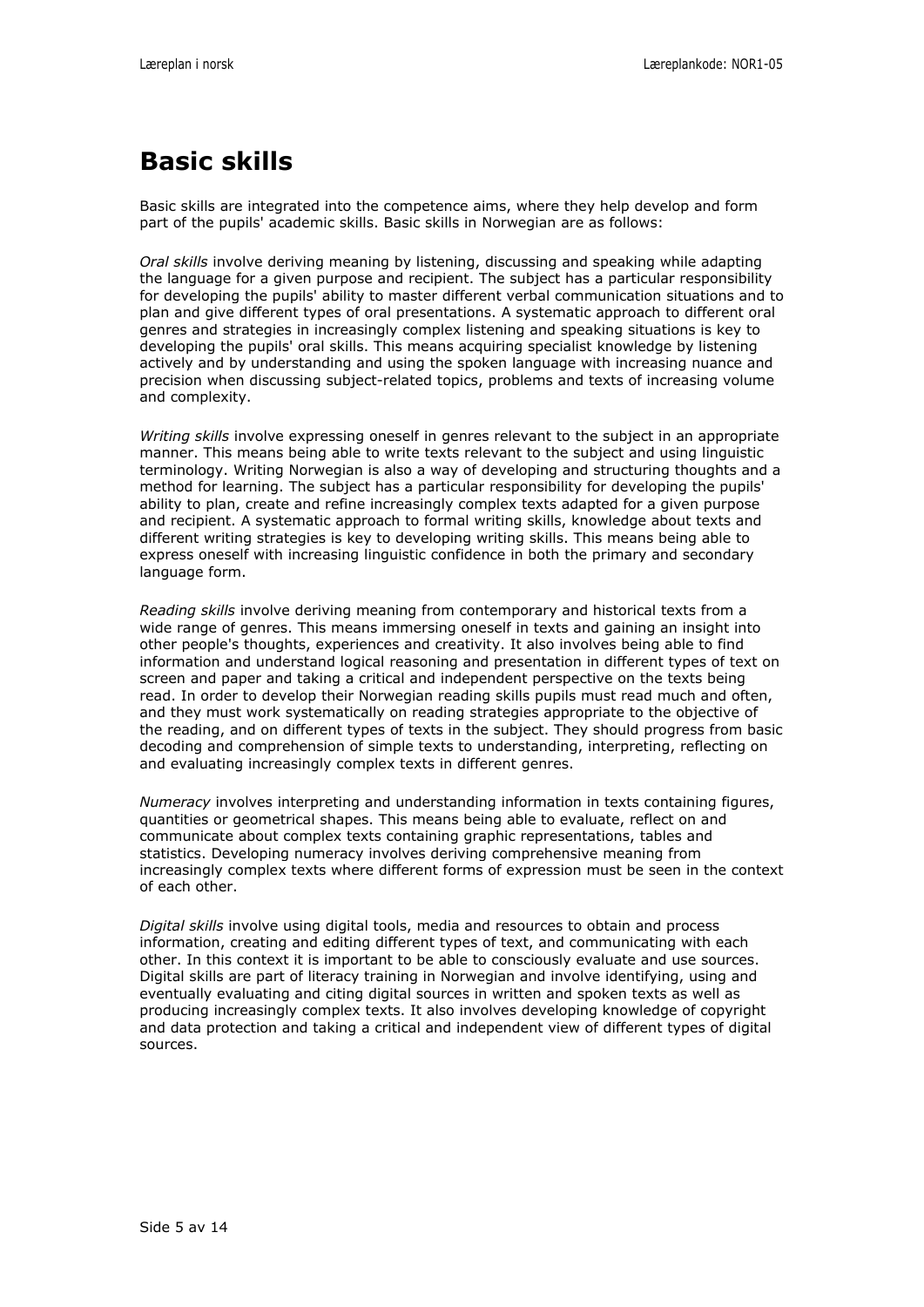# Basic skills

Basic skills are integrated into the competence aims, where they help develop and form part of the pupils' academic skills. Basic skills in Norwegian are as follows:

*Oral skills* involve deriving meaning by listening, discussing and speaking while adapting the language for a given purpose and recipient. The subject has a particular responsibility for developing the pupils' ability to master different verbal communication situations and to plan and give different types of oral presentations. A systematic approach to different oral genres and strategies in increasingly complex listening and speaking situations is key to developing the pupils' oral skills. This means acquiring specialist knowledge by listening actively and by understanding and using the spoken language with increasing nuance and precision when discussing subject-related topics, problems and texts of increasing volume and complexity.

*Writing skills* involve expressing oneself in genres relevant to the subject in an appropriate manner. This means being able to write texts relevant to the subject and using linguistic terminology. Writing Norwegian is also a way of developing and structuring thoughts and a method for learning. The subject has a particular responsibility for developing the pupils' ability to plan, create and refine increasingly complex texts adapted for a given purpose and recipient. A systematic approach to formal writing skills, knowledge about texts and different writing strategies is key to developing writing skills. This means being able to express oneself with increasing linguistic confidence in both the primary and secondary language form.

*Reading skills* involve deriving meaning from contemporary and historical texts from a wide range of genres. This means immersing oneself in texts and gaining an insight into other people's thoughts, experiences and creativity. It also involves being able to find information and understand logical reasoning and presentation in different types of text on screen and paper and taking a critical and independent perspective on the texts being read. In order to develop their Norwegian reading skills pupils must read much and often, and they must work systematically on reading strategies appropriate to the objective of the reading, and on different types of texts in the subject. They should progress from basic decoding and comprehension of simple texts to understanding, interpreting, reflecting on and evaluating increasingly complex texts in different genres.

*Numeracy* involves interpreting and understanding information in texts containing figures, quantities or geometrical shapes. This means being able to evaluate, reflect on and communicate about complex texts containing graphic representations, tables and statistics. Developing numeracy involves deriving comprehensive meaning from increasingly complex texts where different forms of expression must be seen in the context of each other.

*Digital skills* involve using digital tools, media and resources to obtain and process information, creating and editing different types of text, and communicating with each other. In this context it is important to be able to consciously evaluate and use sources. Digital skills are part of literacy training in Norwegian and involve identifying, using and eventually evaluating and citing digital sources in written and spoken texts as well as producing increasingly complex texts. It also involves developing knowledge of copyright and data protection and taking a critical and independent view of different types of digital sources.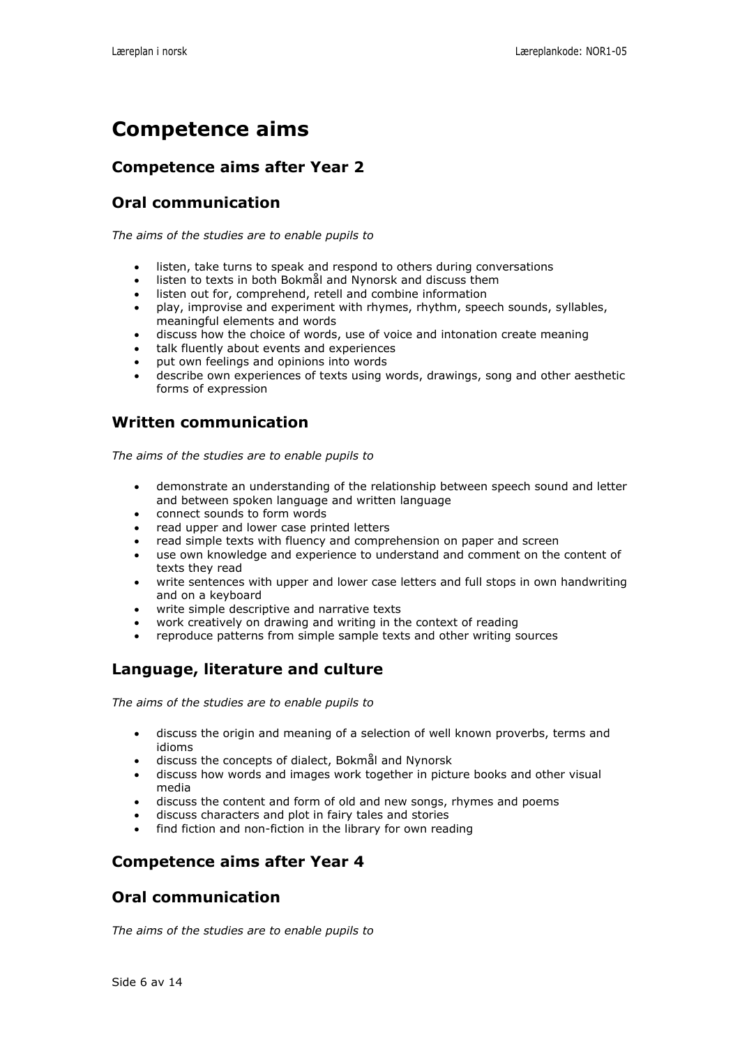# Competence aims

## Competence aims after Year 2

## Oral communication

*The aims of the studies are to enable pupils to*

- listen, take turns to speak and respond to others during conversations
- listen to texts in both Bokmål and Nynorsk and discuss them
- listen out for, comprehend, retell and combine information
- play, improvise and experiment with rhymes, rhythm, speech sounds, syllables, meaningful elements and words
- discuss how the choice of words, use of voice and intonation create meaning
- talk fluently about events and experiences
- put own feelings and opinions into words
- describe own experiences of texts using words, drawings, song and other aesthetic forms of expression

## Written communication

*The aims of the studies are to enable pupils to*

- demonstrate an understanding of the relationship between speech sound and letter and between spoken language and written language
- connect sounds to form words
- read upper and lower case printed letters
- read simple texts with fluency and comprehension on paper and screen
- use own knowledge and experience to understand and comment on the content of texts they read
- write sentences with upper and lower case letters and full stops in own handwriting and on a keyboard
- write simple descriptive and narrative texts
- work creatively on drawing and writing in the context of reading
- reproduce patterns from simple sample texts and other writing sources

## Language, literature and culture

*The aims of the studies are to enable pupils to*

- discuss the origin and meaning of a selection of well known proverbs, terms and idioms
- discuss the concepts of dialect, Bokmål and Nynorsk
- discuss how words and images work together in picture books and other visual media
- discuss the content and form of old and new songs, rhymes and poems
- discuss characters and plot in fairy tales and stories
- find fiction and non-fiction in the library for own reading

## Competence aims after Year 4

## Oral communication

*The aims of the studies are to enable pupils to*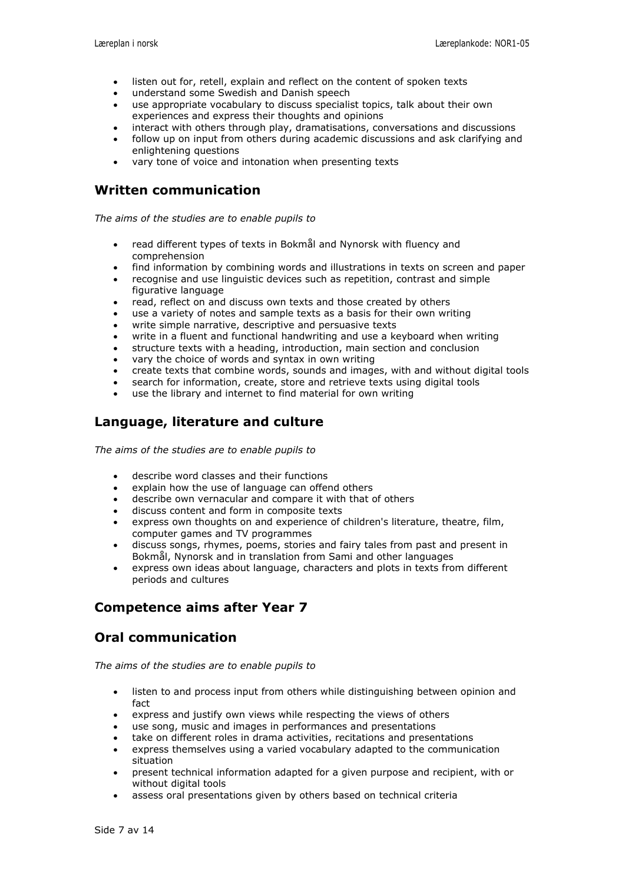- listen out for, retell, explain and reflect on the content of spoken texts
- understand some Swedish and Danish speech
- use appropriate vocabulary to discuss specialist topics, talk about their own experiences and express their thoughts and opinions
- interact with others through play, dramatisations, conversations and discussions
- follow up on input from others during academic discussions and ask clarifying and enlightening questions
- vary tone of voice and intonation when presenting texts

## Written communication

*The aims of the studies are to enable pupils to*

- read different types of texts in Bokmål and Nynorsk with fluency and comprehension
- find information by combining words and illustrations in texts on screen and paper
- recognise and use linguistic devices such as repetition, contrast and simple figurative language
- read, reflect on and discuss own texts and those created by others
- use a variety of notes and sample texts as a basis for their own writing
- write simple narrative, descriptive and persuasive texts
- write in a fluent and functional handwriting and use a keyboard when writing
- structure texts with a heading, introduction, main section and conclusion
- vary the choice of words and syntax in own writing
- create texts that combine words, sounds and images, with and without digital tools
- search for information, create, store and retrieve texts using digital tools
- use the library and internet to find material for own writing

## Language, literature and culture

*The aims of the studies are to enable pupils to*

- describe word classes and their functions
- explain how the use of language can offend others
- describe own vernacular and compare it with that of others
- discuss content and form in composite texts
- express own thoughts on and experience of children's literature, theatre, film, computer games and TV programmes
- discuss songs, rhymes, poems, stories and fairy tales from past and present in Bokmål, Nynorsk and in translation from Sami and other languages
- express own ideas about language, characters and plots in texts from different periods and cultures

## Competence aims after Year 7

## Oral communication

*The aims of the studies are to enable pupils to*

- listen to and process input from others while distinguishing between opinion and fact
- express and justify own views while respecting the views of others
- use song, music and images in performances and presentations
- take on different roles in drama activities, recitations and presentations
- express themselves using a varied vocabulary adapted to the communication situation
- present technical information adapted for a given purpose and recipient, with or without digital tools
- assess oral presentations given by others based on technical criteria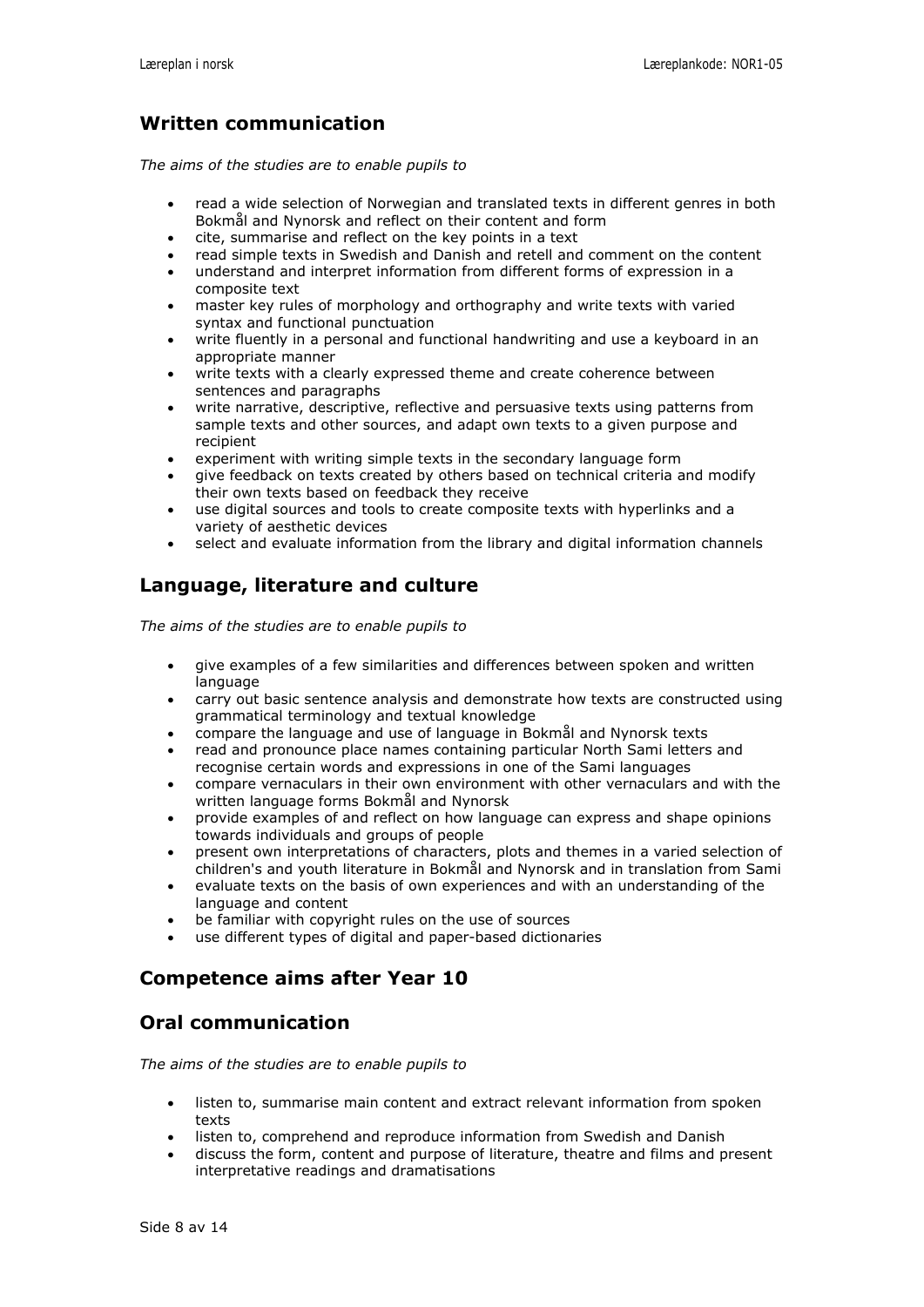## Written communication

*The aims of the studies are to enable pupils to*

- read a wide selection of Norwegian and translated texts in different genres in both Bokmål and Nynorsk and reflect on their content and form
- cite, summarise and reflect on the key points in a text
- read simple texts in Swedish and Danish and retell and comment on the content
- understand and interpret information from different forms of expression in a composite text
- master key rules of morphology and orthography and write texts with varied syntax and functional punctuation
- write fluently in a personal and functional handwriting and use a keyboard in an appropriate manner
- write texts with a clearly expressed theme and create coherence between sentences and paragraphs
- write narrative, descriptive, reflective and persuasive texts using patterns from sample texts and other sources, and adapt own texts to a given purpose and recipient
- experiment with writing simple texts in the secondary language form
- give feedback on texts created by others based on technical criteria and modify their own texts based on feedback they receive
- use digital sources and tools to create composite texts with hyperlinks and a variety of aesthetic devices
- select and evaluate information from the library and digital information channels

## Language, literature and culture

*The aims of the studies are to enable pupils to*

- give examples of a few similarities and differences between spoken and written language
- carry out basic sentence analysis and demonstrate how texts are constructed using grammatical terminology and textual knowledge
- compare the language and use of language in Bokmål and Nynorsk texts
- read and pronounce place names containing particular North Sami letters and recognise certain words and expressions in one of the Sami languages
- compare vernaculars in their own environment with other vernaculars and with the written language forms Bokmål and Nynorsk
- provide examples of and reflect on how language can express and shape opinions towards individuals and groups of people
- present own interpretations of characters, plots and themes in a varied selection of children's and youth literature in Bokmål and Nynorsk and in translation from Sami
- evaluate texts on the basis of own experiences and with an understanding of the language and content
- be familiar with copyright rules on the use of sources
- use different types of digital and paper-based dictionaries

## Competence aims after Year 10

## Oral communication

*The aims of the studies are to enable pupils to*

- listen to, summarise main content and extract relevant information from spoken texts
- listen to, comprehend and reproduce information from Swedish and Danish
- discuss the form, content and purpose of literature, theatre and films and present interpretative readings and dramatisations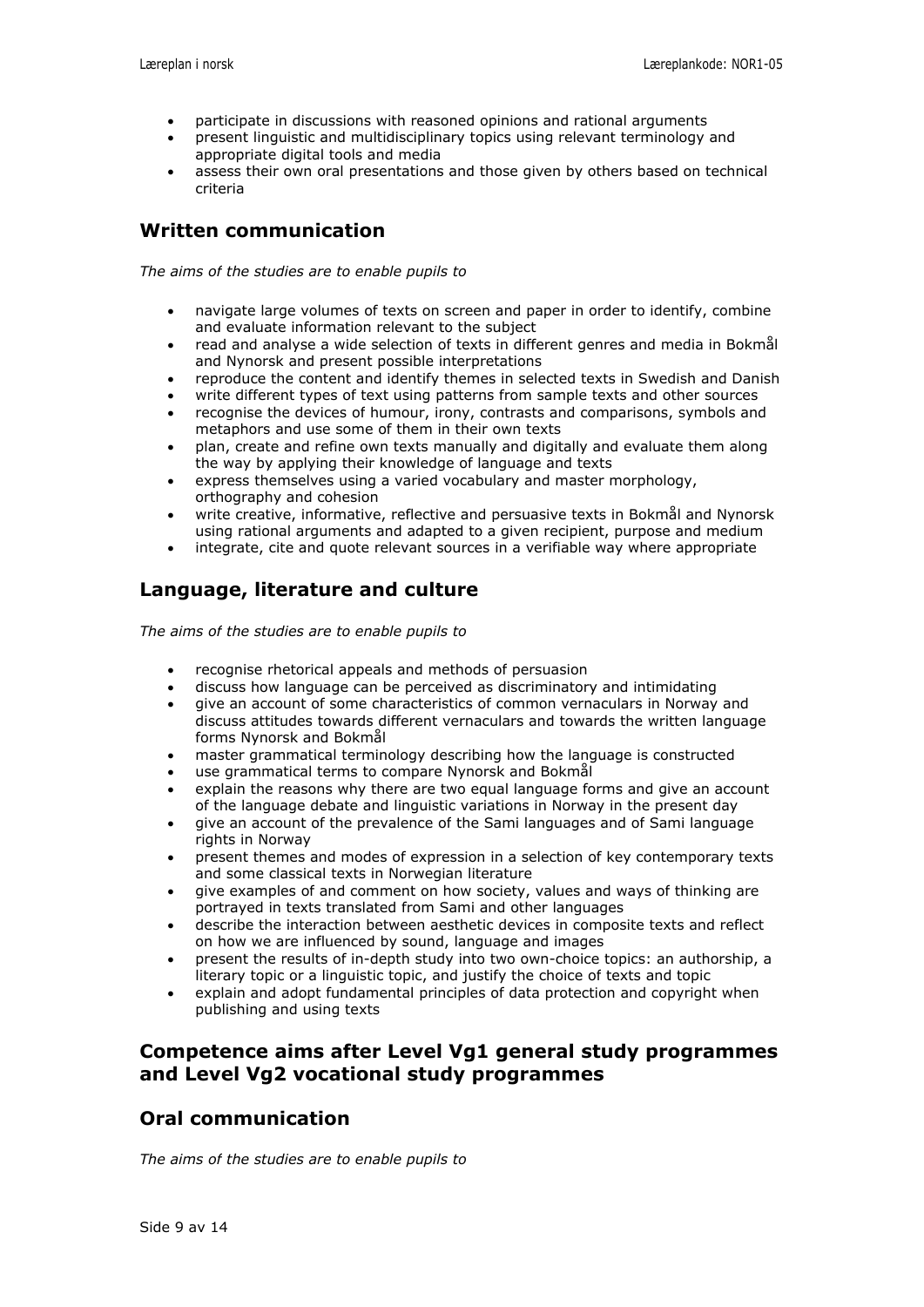- participate in discussions with reasoned opinions and rational arguments
- present linguistic and multidisciplinary topics using relevant terminology and appropriate digital tools and media
- assess their own oral presentations and those given by others based on technical criteria

## Written communication

*The aims of the studies are to enable pupils to*

- navigate large volumes of texts on screen and paper in order to identify, combine and evaluate information relevant to the subject
- read and analyse a wide selection of texts in different genres and media in Bokmål and Nynorsk and present possible interpretations
- reproduce the content and identify themes in selected texts in Swedish and Danish
- write different types of text using patterns from sample texts and other sources
- recognise the devices of humour, irony, contrasts and comparisons, symbols and metaphors and use some of them in their own texts
- plan, create and refine own texts manually and digitally and evaluate them along the way by applying their knowledge of language and texts
- express themselves using a varied vocabulary and master morphology, orthography and cohesion
- write creative, informative, reflective and persuasive texts in Bokmål and Nynorsk using rational arguments and adapted to a given recipient, purpose and medium
- integrate, cite and quote relevant sources in a verifiable way where appropriate

## Language, literature and culture

*The aims of the studies are to enable pupils to*

- recognise rhetorical appeals and methods of persuasion
- discuss how language can be perceived as discriminatory and intimidating
- give an account of some characteristics of common vernaculars in Norway and discuss attitudes towards different vernaculars and towards the written language forms Nynorsk and Bokmål
- master grammatical terminology describing how the language is constructed
- use grammatical terms to compare Nynorsk and Bokmål
- explain the reasons why there are two equal language forms and give an account of the language debate and linguistic variations in Norway in the present day
- give an account of the prevalence of the Sami languages and of Sami language rights in Norway
- present themes and modes of expression in a selection of key contemporary texts and some classical texts in Norwegian literature
- give examples of and comment on how society, values and ways of thinking are portrayed in texts translated from Sami and other languages
- describe the interaction between aesthetic devices in composite texts and reflect on how we are influenced by sound, language and images
- present the results of in-depth study into two own-choice topics: an authorship, a literary topic or a linguistic topic, and justify the choice of texts and topic
- explain and adopt fundamental principles of data protection and copyright when publishing and using texts

## Competence aims after Level Vg1 general study programmes and Level Vg2 vocational study programmes

## Oral communication

*The aims of the studies are to enable pupils to*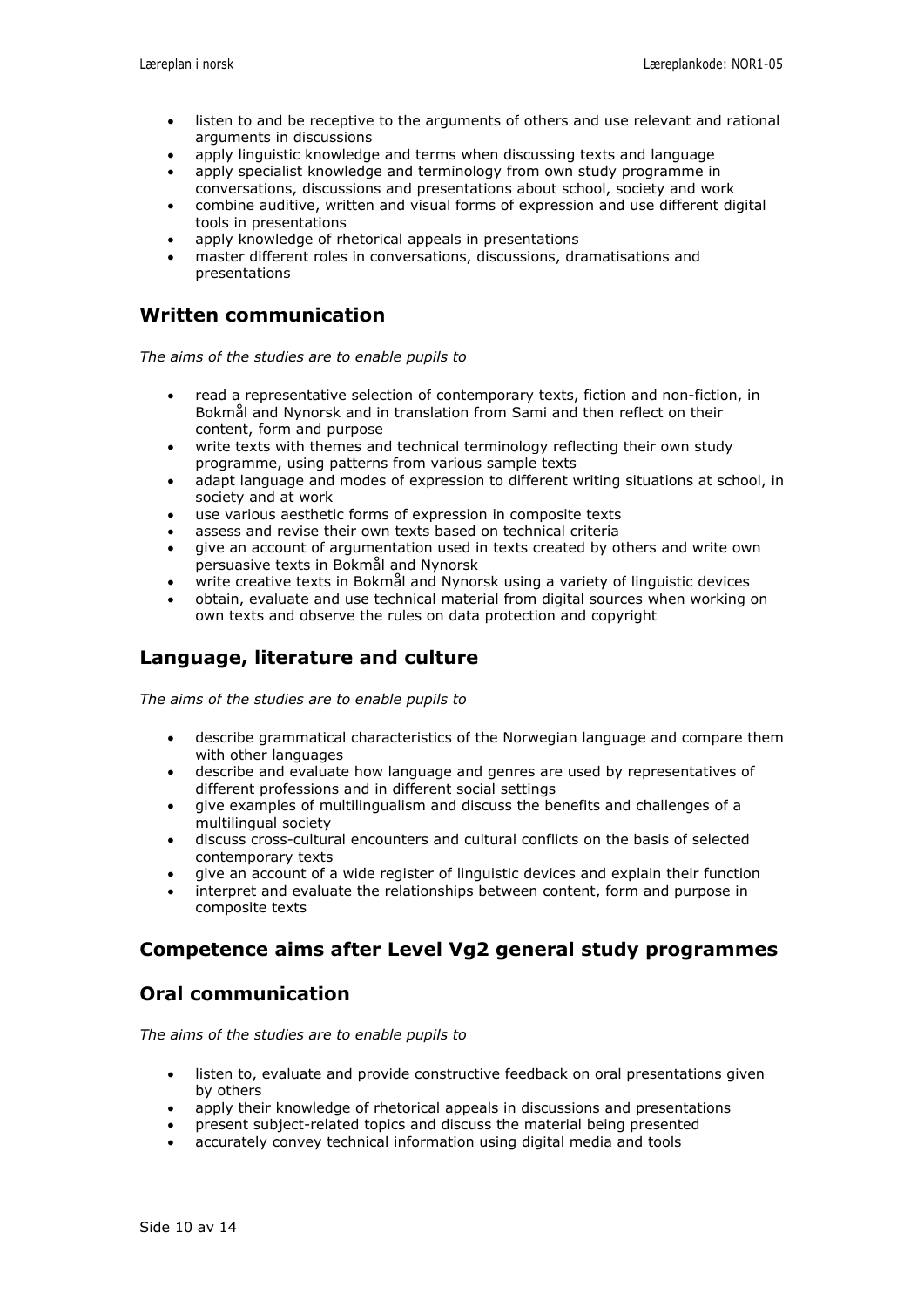- listen to and be receptive to the arguments of others and use relevant and rational arguments in discussions
- apply linguistic knowledge and terms when discussing texts and language
- apply specialist knowledge and terminology from own study programme in conversations, discussions and presentations about school, society and work
- combine auditive, written and visual forms of expression and use different digital tools in presentations
- apply knowledge of rhetorical appeals in presentations
- master different roles in conversations, discussions, dramatisations and presentations

## Written communication

*The aims of the studies are to enable pupils to*

- read a representative selection of contemporary texts, fiction and non-fiction, in Bokmål and Nynorsk and in translation from Sami and then reflect on their content, form and purpose
- write texts with themes and technical terminology reflecting their own study programme, using patterns from various sample texts
- adapt language and modes of expression to different writing situations at school, in society and at work
- use various aesthetic forms of expression in composite texts
- assess and revise their own texts based on technical criteria
- give an account of argumentation used in texts created by others and write own persuasive texts in Bokmål and Nynorsk
- write creative texts in Bokmål and Nynorsk using a variety of linguistic devices
- obtain, evaluate and use technical material from digital sources when working on own texts and observe the rules on data protection and copyright

## Language, literature and culture

*The aims of the studies are to enable pupils to*

- describe grammatical characteristics of the Norwegian language and compare them with other languages
- describe and evaluate how language and genres are used by representatives of different professions and in different social settings
- give examples of multilingualism and discuss the benefits and challenges of a multilingual society
- discuss cross-cultural encounters and cultural conflicts on the basis of selected contemporary texts
- give an account of a wide register of linguistic devices and explain their function
- interpret and evaluate the relationships between content, form and purpose in composite texts

## Competence aims after Level Vg2 general study programmes

## Oral communication

*The aims of the studies are to enable pupils to*

- listen to, evaluate and provide constructive feedback on oral presentations given by others
- apply their knowledge of rhetorical appeals in discussions and presentations
- present subject-related topics and discuss the material being presented
- accurately convey technical information using digital media and tools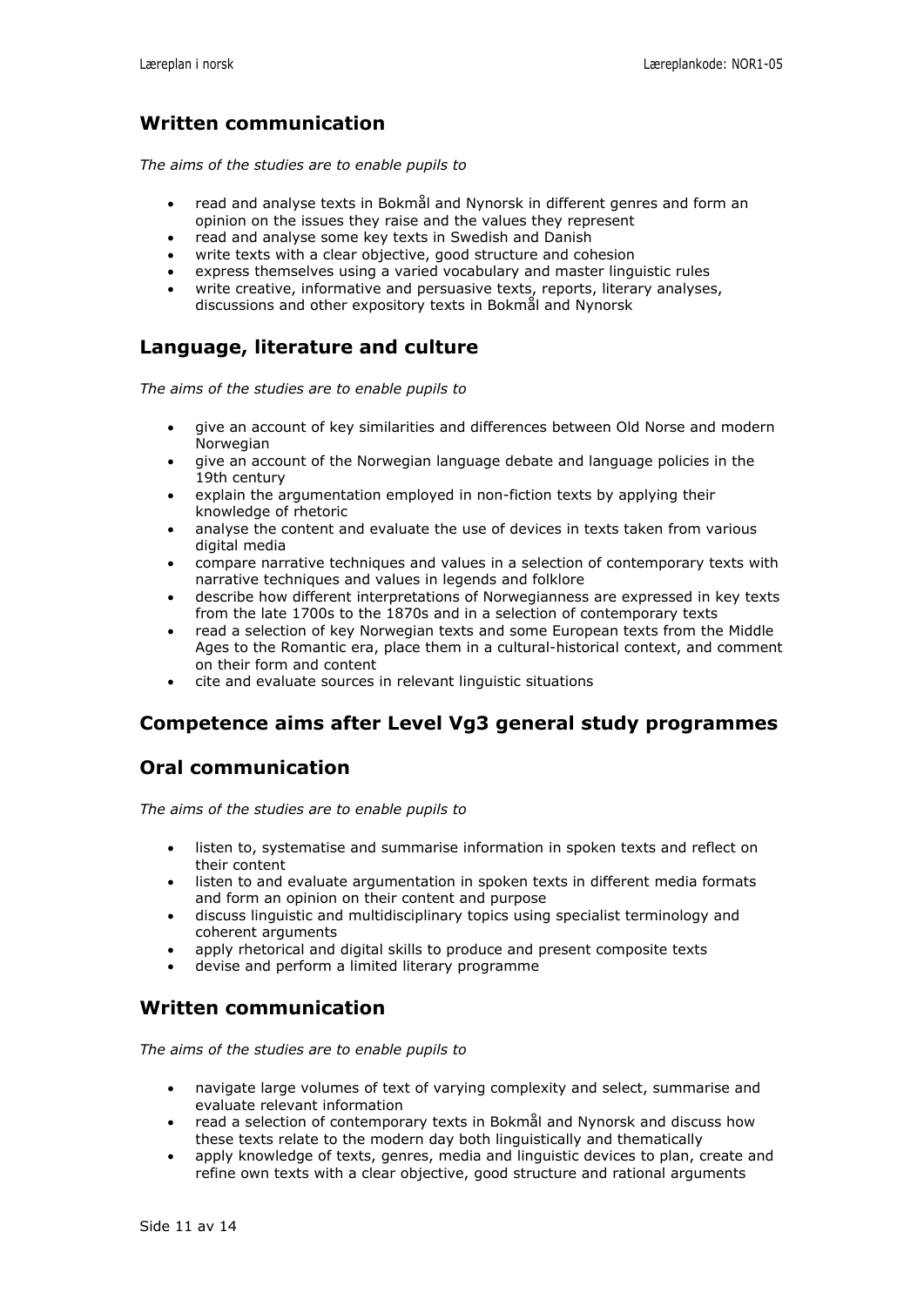## Written communication

*The aims of the studies are to enable pupils to*

- read and analyse texts in Bokmål and Nynorsk in different genres and form an opinion on the issues they raise and the values they represent
- read and analyse some key texts in Swedish and Danish
- write texts with a clear objective, good structure and cohesion
- express themselves using a varied vocabulary and master linguistic rules
- write creative, informative and persuasive texts, reports, literary analyses, discussions and other expository texts in Bokmål and Nynorsk

## Language, literature and culture

*The aims of the studies are to enable pupils to*

- give an account of key similarities and differences between Old Norse and modern Norwegian
- give an account of the Norwegian language debate and language policies in the 19th century
- explain the argumentation employed in non-fiction texts by applying their knowledge of rhetoric
- analyse the content and evaluate the use of devices in texts taken from various digital media
- compare narrative techniques and values in a selection of contemporary texts with narrative techniques and values in legends and folklore
- describe how different interpretations of Norwegianness are expressed in key texts from the late 1700s to the 1870s and in a selection of contemporary texts
- read a selection of key Norwegian texts and some European texts from the Middle Ages to the Romantic era, place them in a cultural-historical context, and comment on their form and content
- cite and evaluate sources in relevant linguistic situations

## Competence aims after Level Vg3 general study programmes

## Oral communication

*The aims of the studies are to enable pupils to*

- listen to, systematise and summarise information in spoken texts and reflect on their content
- listen to and evaluate argumentation in spoken texts in different media formats and form an opinion on their content and purpose
- discuss linguistic and multidisciplinary topics using specialist terminology and coherent arguments
- apply rhetorical and digital skills to produce and present composite texts
- devise and perform a limited literary programme

## Written communication

*The aims of the studies are to enable pupils to*

- navigate large volumes of text of varying complexity and select, summarise and evaluate relevant information
- read a selection of contemporary texts in Bokmål and Nynorsk and discuss how these texts relate to the modern day both linguistically and thematically
- apply knowledge of texts, genres, media and linguistic devices to plan, create and refine own texts with a clear objective, good structure and rational arguments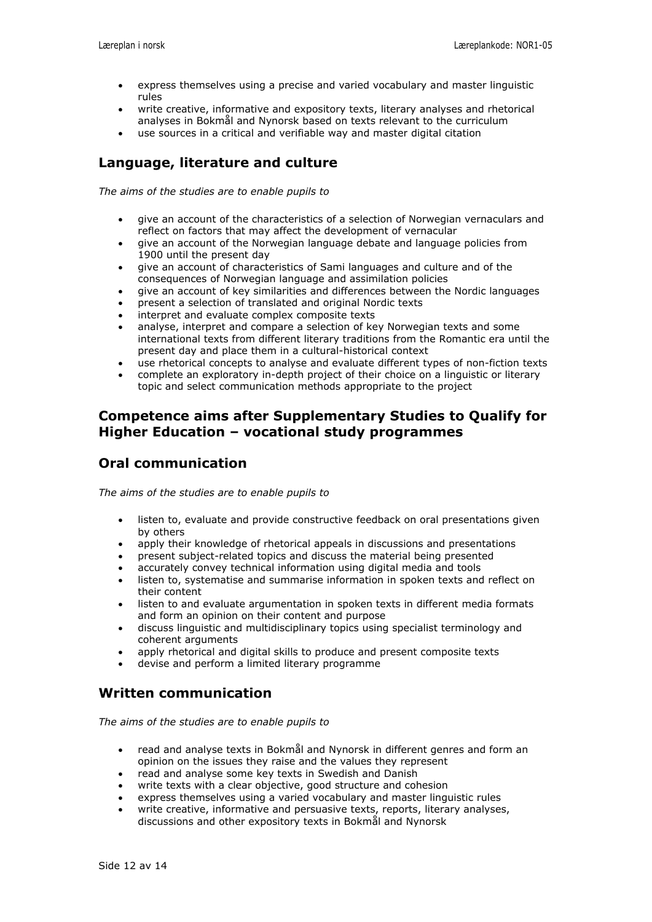- express themselves using a precise and varied vocabulary and master linguistic rules
- write creative, informative and expository texts, literary analyses and rhetorical analyses in Bokmål and Nynorsk based on texts relevant to the curriculum
- use sources in a critical and verifiable way and master digital citation

## Language, literature and culture

*The aims of the studies are to enable pupils to*

- give an account of the characteristics of a selection of Norwegian vernaculars and reflect on factors that may affect the development of vernacular
- give an account of the Norwegian language debate and language policies from 1900 until the present day
- give an account of characteristics of Sami languages and culture and of the consequences of Norwegian language and assimilation policies
- give an account of key similarities and differences between the Nordic languages
- present a selection of translated and original Nordic texts
- interpret and evaluate complex composite texts
- analyse, interpret and compare a selection of key Norwegian texts and some international texts from different literary traditions from the Romantic era until the present day and place them in a cultural-historical context
- use rhetorical concepts to analyse and evaluate different types of non-fiction texts
- complete an exploratory in-depth project of their choice on a linguistic or literary topic and select communication methods appropriate to the project

## Competence aims after Supplementary Studies to Qualify for Higher Education – vocational study programmes

## Oral communication

*The aims of the studies are to enable pupils to*

- listen to, evaluate and provide constructive feedback on oral presentations given by others
- apply their knowledge of rhetorical appeals in discussions and presentations
- present subject-related topics and discuss the material being presented
- accurately convey technical information using digital media and tools
- listen to, systematise and summarise information in spoken texts and reflect on their content
- listen to and evaluate argumentation in spoken texts in different media formats and form an opinion on their content and purpose
- discuss linguistic and multidisciplinary topics using specialist terminology and coherent arguments
- apply rhetorical and digital skills to produce and present composite texts
- devise and perform a limited literary programme

## Written communication

*The aims of the studies are to enable pupils to*

- read and analyse texts in Bokmål and Nynorsk in different genres and form an opinion on the issues they raise and the values they represent
- read and analyse some key texts in Swedish and Danish
- write texts with a clear objective, good structure and cohesion
- express themselves using a varied vocabulary and master linguistic rules
- write creative, informative and persuasive texts, reports, literary analyses, discussions and other expository texts in Bokmål and Nynorsk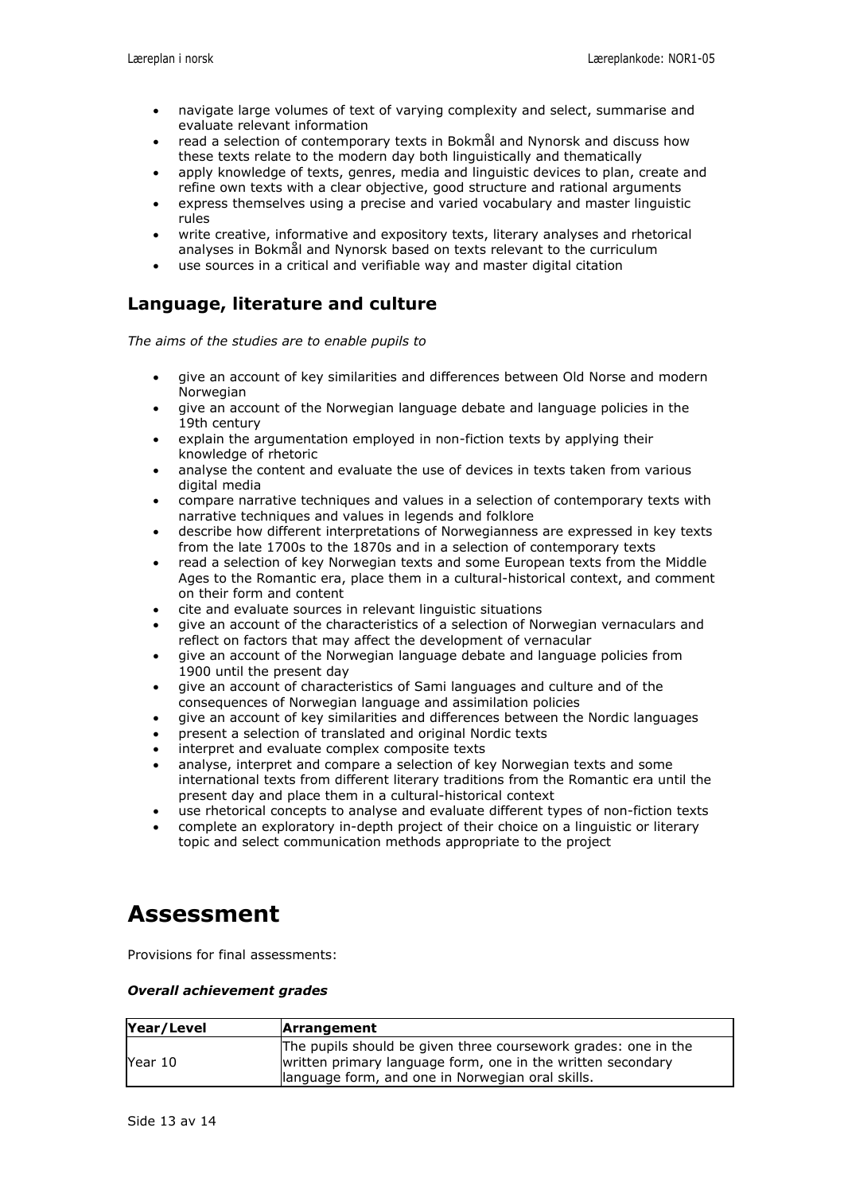- navigate large volumes of text of varying complexity and select, summarise and evaluate relevant information
- read a selection of contemporary texts in Bokmål and Nynorsk and discuss how these texts relate to the modern day both linguistically and thematically
- apply knowledge of texts, genres, media and linguistic devices to plan, create and refine own texts with a clear objective, good structure and rational arguments
- express themselves using a precise and varied vocabulary and master linguistic rules
- write creative, informative and expository texts, literary analyses and rhetorical analyses in Bokmål and Nynorsk based on texts relevant to the curriculum
- use sources in a critical and verifiable way and master digital citation

## Language, literature and culture

*The aims of the studies are to enable pupils to*

- give an account of key similarities and differences between Old Norse and modern Norwegian
- give an account of the Norwegian language debate and language policies in the 19th century
- explain the argumentation employed in non-fiction texts by applying their knowledge of rhetoric
- analyse the content and evaluate the use of devices in texts taken from various digital media
- compare narrative techniques and values in a selection of contemporary texts with narrative techniques and values in legends and folklore
- describe how different interpretations of Norwegianness are expressed in key texts from the late 1700s to the 1870s and in a selection of contemporary texts
- read a selection of key Norwegian texts and some European texts from the Middle Ages to the Romantic era, place them in a cultural-historical context, and comment on their form and content
- cite and evaluate sources in relevant linguistic situations
- give an account of the characteristics of a selection of Norwegian vernaculars and reflect on factors that may affect the development of vernacular
- give an account of the Norwegian language debate and language policies from 1900 until the present day
- give an account of characteristics of Sami languages and culture and of the consequences of Norwegian language and assimilation policies
- give an account of key similarities and differences between the Nordic languages
- present a selection of translated and original Nordic texts
- interpret and evaluate complex composite texts
- analyse, interpret and compare a selection of key Norwegian texts and some international texts from different literary traditions from the Romantic era until the present day and place them in a cultural-historical context
- use rhetorical concepts to analyse and evaluate different types of non-fiction texts
- complete an exploratory in-depth project of their choice on a linguistic or literary topic and select communication methods appropriate to the project

# Assessment

Provisions for final assessments:

***Overall achievement grades***

| Year/Level | Arrangement |
|---|---|
| Year 10 | The pupils should be given three coursework grades: one in the written primary language form, one in the written secondary language form, and one in Norwegian oral skills. |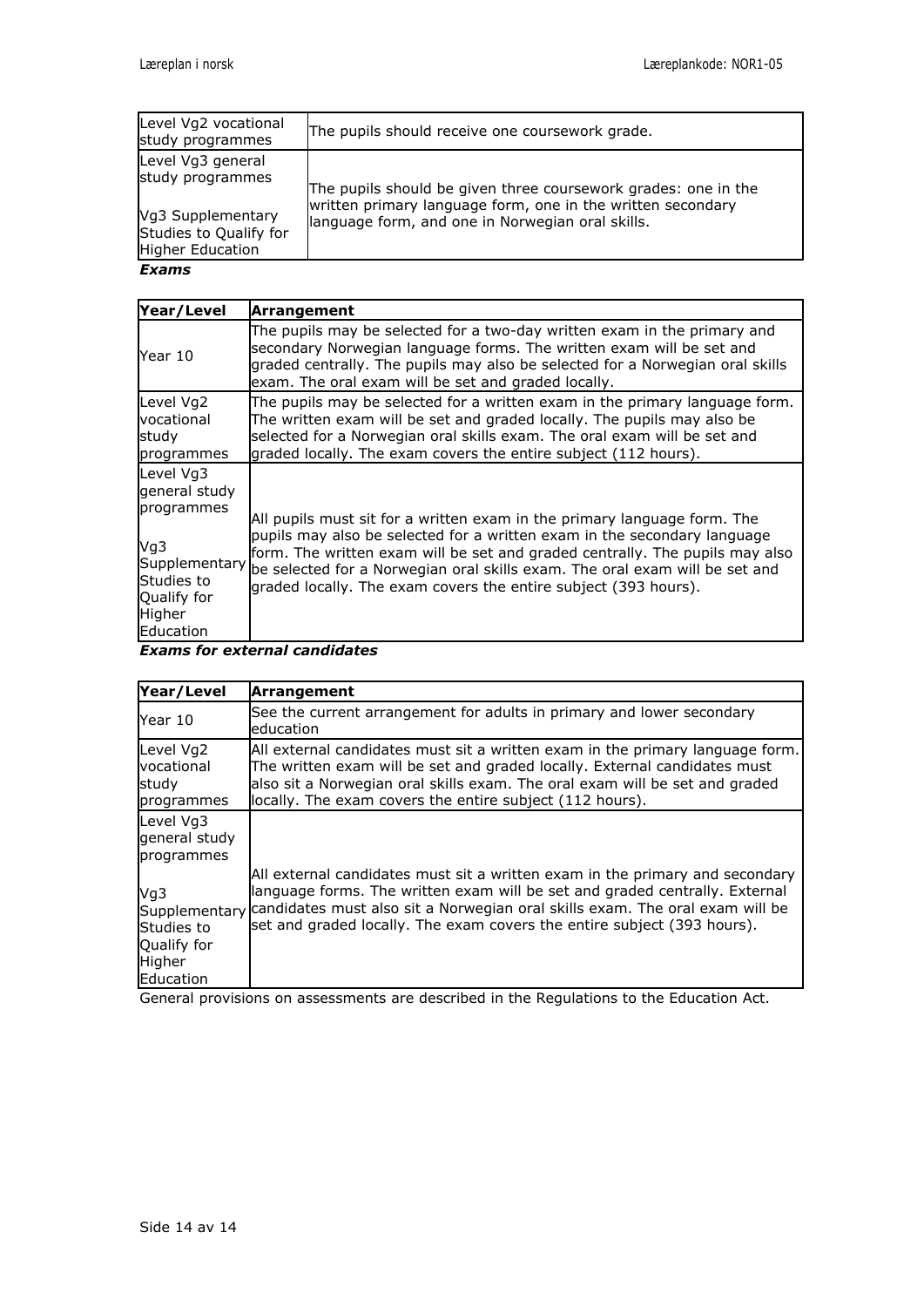| | |
|---|---|
| Level Vg2 vocational study programmes | The pupils should receive one coursework grade. |
| Level Vg3 general study programmes<br><br>Vg3 Supplementary Studies to Qualify for Higher Education | The pupils should be given three coursework grades: one in the written primary language form, one in the written secondary language form, and one in Norwegian oral skills. |

***Exams***

| Year/Level | Arrangement |
|---|---|
| Year 10 | The pupils may be selected for a two-day written exam in the primary and secondary Norwegian language forms. The written exam will be set and graded centrally. The pupils may also be selected for a Norwegian oral skills exam. The oral exam will be set and graded locally. |
| Level Vg2 vocational study programmes | The pupils may be selected for a written exam in the primary language form. The written exam will be set and graded locally. The pupils may also be selected for a Norwegian oral skills exam. The oral exam will be set and graded locally. The exam covers the entire subject (112 hours). |
| Level Vg3 general study programmes<br><br>Vg3 Supplementary Studies to Qualify for Higher Education | All pupils must sit for a written exam in the primary language form. The pupils may also be selected for a written exam in the secondary language form. The written exam will be set and graded centrally. The pupils may also be selected for a Norwegian oral skills exam. The oral exam will be set and graded locally. The exam covers the entire subject (393 hours). |

***Exams for external candidates***

| Year/Level | Arrangement |
|---|---|
| Year 10 | See the current arrangement for adults in primary and lower secondary education |
| Level Vg2 vocational study programmes | All external candidates must sit a written exam in the primary language form. The written exam will be set and graded locally. External candidates must also sit a Norwegian oral skills exam. The oral exam will be set and graded locally. The exam covers the entire subject (112 hours). |
| Level Vg3 general study programmes<br><br>Vg3 Supplementary Studies to Qualify for Higher Education | All external candidates must sit a written exam in the primary and secondary language forms. The written exam will be set and graded centrally. External candidates must also sit a Norwegian oral skills exam. The oral exam will be set and graded locally. The exam covers the entire subject (393 hours). |

General provisions on assessments are described in the Regulations to the Education Act.